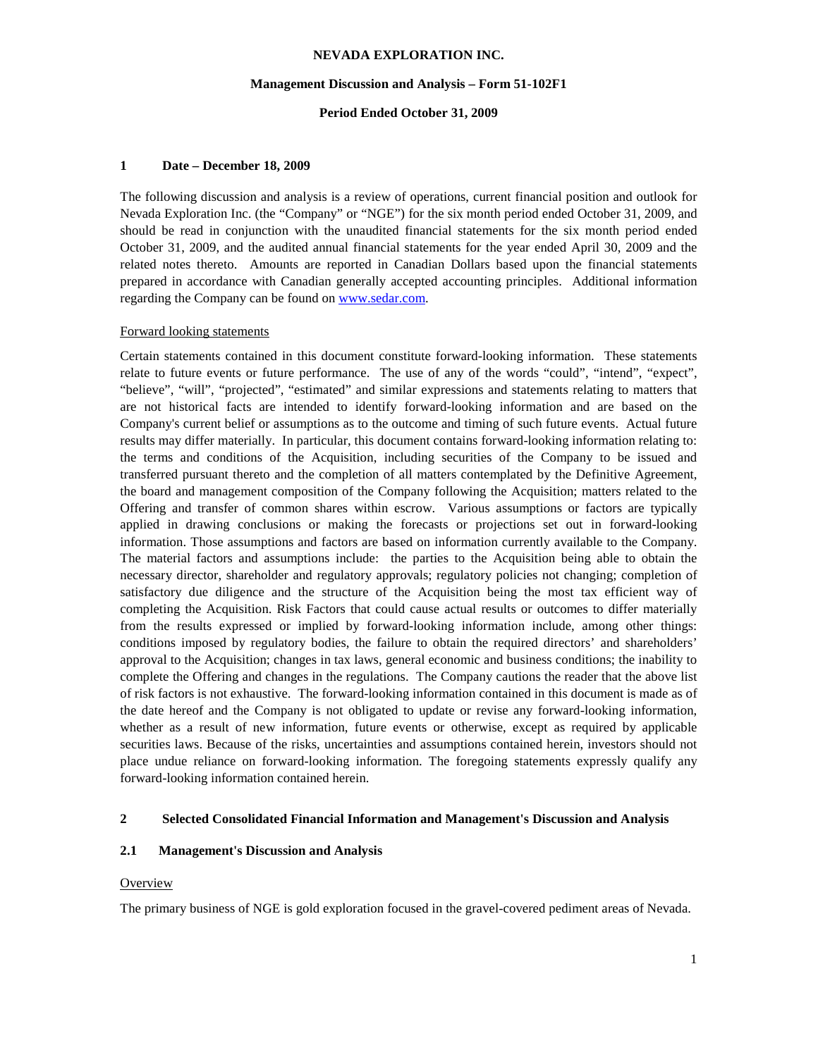# NEVADA EXPLORATION INC.

## Management Discussion and Analysis – Form 51-102F1

## Period Ended October 31, 2009

### 1 Date – December 18, 2009

The following discussion and analysis is a review of operations, current financial position and outlook for Nevada Exploration Inc. (the "Company" or "NGE") for the six month period ended October 31, 2009, and should be read in conjunction with the unaudited financial statements for the six month period ended October 31, 2009, and the audited annual financial statements for the year ended April 30, 2009 and the related notes thereto. Amounts are reported in Canadian Dollars based upon the financial statements prepared in accordance with Canadian generally accepted accounting principles. Additional information regarding the Company can be found on www.sedar.com.

Forward looking statements

Certain statements contained in this document constitute forward-looking information. These statements relate to future events or future performance. The use of any of the words "could", "intend", "expect", "believe", "will", "projected", "estimated" and similar expressions and statements relating to matters that are not historical facts are intended to identify forward-looking information and are based on the Company's current belief or assumptions as to the outcome and timing of such future events. Actual future results may differ materially. In particular, this document contains forward-looking information relating to: the terms and conditions of the Acquisition, including securities of the Company to be issued and transferred pursuant thereto and the completion of all matters contemplated by the Definitive Agreement, the board and management composition of the Company following the Acquisition; matters related to the Offering and transfer of common shares within escrow. Various assumptions or factors are typically applied in drawing conclusions or making the forecasts or projections set out in forward-looking information. Those assumptions and factors are based on information currently available to the Company. The material factors and assumptions include: the parties to the Acquisition being able to obtain the necessary director, shareholder and regulatory approvals; regulatory policies not changing; completion of satisfactory due diligence and the structure of the Acquisition being the most tax efficient way of completing the Acquisition. Risk Factors that could cause actual results or outcomes to differ materially from the results expressed or implied by forward-looking information include, among other things: conditions imposed by regulatory bodies, the failure to obtain the required directors' and shareholders' approval to the Acquisition; changes in tax laws, general economic and business conditions; the inability to complete the Offering and changes in the regulations. The Company cautions the reader that the above list of risk factors is not exhaustive. The forward-looking information contained in this document is made as of the date hereof and the Company is not obligated to update or revise any forward-looking information, whether as a result of new information, future events or otherwise, except as required by applicable securities laws. Because of the risks, uncertainties and assumptions contained herein, investors should not place undue reliance on forward-looking information. The foregoing statements expressly qualify any forward-looking information contained herein.

### 2 Selected Consolidated Financial Information and Management's Discussion and Analysis

### 2.1 Management's Discussion and Analysis

Overview

The primary business of NGE is gold exploration focused in the gravel-covered pediment areas of Nevada.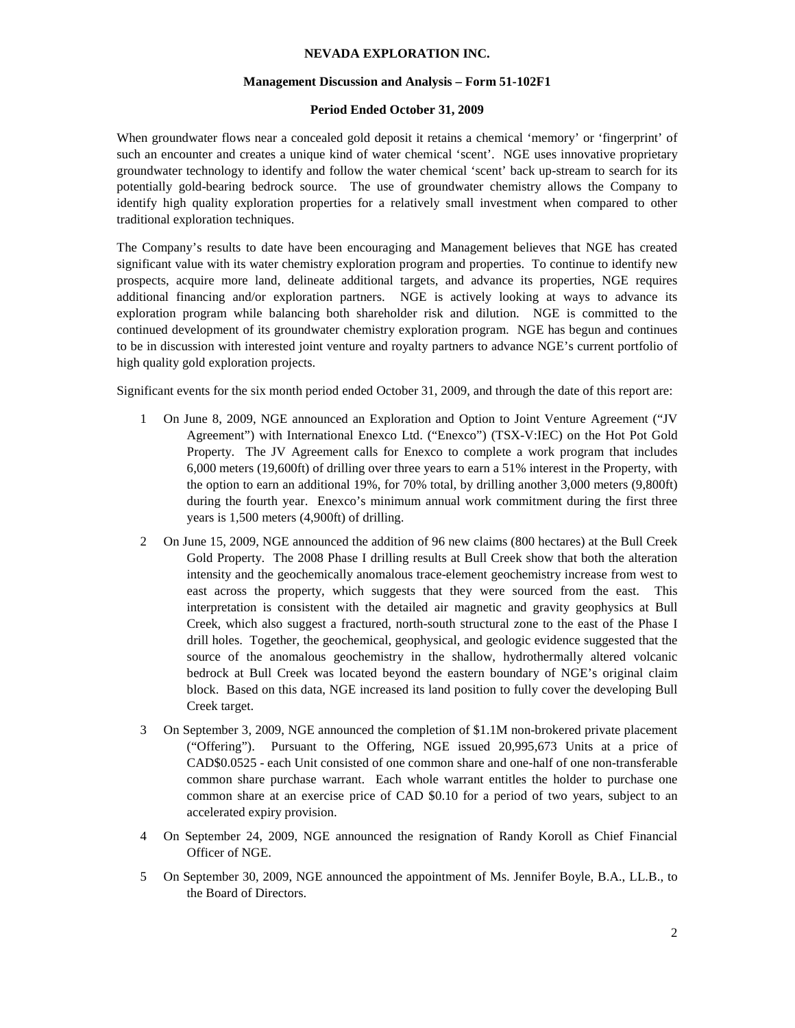When groundwater flows near a concealed gold deposit it retains a chemical 'memory' or 'fingerprint' of such an encounter and creates a unique kind of water chemical 'scent'. NGE uses innovative proprietary groundwater technology to identify and follow the water chemical 'scent' back up-stream to search for its potentially gold-bearing bedrock source. The use of groundwater chemistry allows the Company to identify high quality exploration properties for a relatively small investment when compared to other traditional exploration techniques.

The Company's results to date have been encouraging and Management believes that NGE has created significant value with its water chemistry exploration program and properties. To continue to identify new prospects, acquire more land, delineate additional targets, and advance its properties, NGE requires additional financing and/or exploration partners. NGE is actively looking at ways to advance its exploration program while balancing both shareholder risk and dilution. NGE is committed to the continued development of its groundwater chemistry exploration program. NGE has begun and continues to be in discussion with interested joint venture and royalty partners to advance NGE's current portfolio of high quality gold exploration projects.

Significant events for the six month period ended October 31, 2009, and through the date of this report are:

1. On June 8, 2009, NGE announced an Exploration and Option to Joint Venture Agreement ("JV Agreement") with International Enexco Ltd. ("Enexco") (TSX-V:IEC) on the Hot Pot Gold Property. The JV Agreement calls for Enexco to complete a work program that includes 6,000 meters (19,600ft) of drilling over three years to earn a 51% interest in the Property, with the option to earn an additional 19%, for 70% total, by drilling another 3,000 meters (9,800ft) during the fourth year. Enexco's minimum annual work commitment during the first three years is 1,500 meters (4,900ft) of drilling.
2. On June 15, 2009, NGE announced the addition of 96 new claims (800 hectares) at the Bull Creek Gold Property. The 2008 Phase I drilling results at Bull Creek show that both the alteration intensity and the geochemically anomalous trace-element geochemistry increase from west to east across the property, which suggests that they were sourced from the east. This interpretation is consistent with the detailed air magnetic and gravity geophysics at Bull Creek, which also suggest a fractured, north-south structural zone to the east of the Phase I drill holes. Together, the geochemical, geophysical, and geologic evidence suggested that the source of the anomalous geochemistry in the shallow, hydrothermally altered volcanic bedrock at Bull Creek was located beyond the eastern boundary of NGE's original claim block. Based on this data, NGE increased its land position to fully cover the developing Bull Creek target.
3. On September 3, 2009, NGE announced the completion of $1.1M non-brokered private placement ("Offering"). Pursuant to the Offering, NGE issued 20,995,673 Units at a price of CAD$0.0525 - each Unit consisted of one common share and one-half of one non-transferable common share purchase warrant. Each whole warrant entitles the holder to purchase one common share at an exercise price of CAD $0.10 for a period of two years, subject to an accelerated expiry provision.
4. On September 24, 2009, NGE announced the resignation of Randy Koroll as Chief Financial Officer of NGE.
5. On September 30, 2009, NGE announced the appointment of Ms. Jennifer Boyle, B.A., LL.B., to the Board of Directors.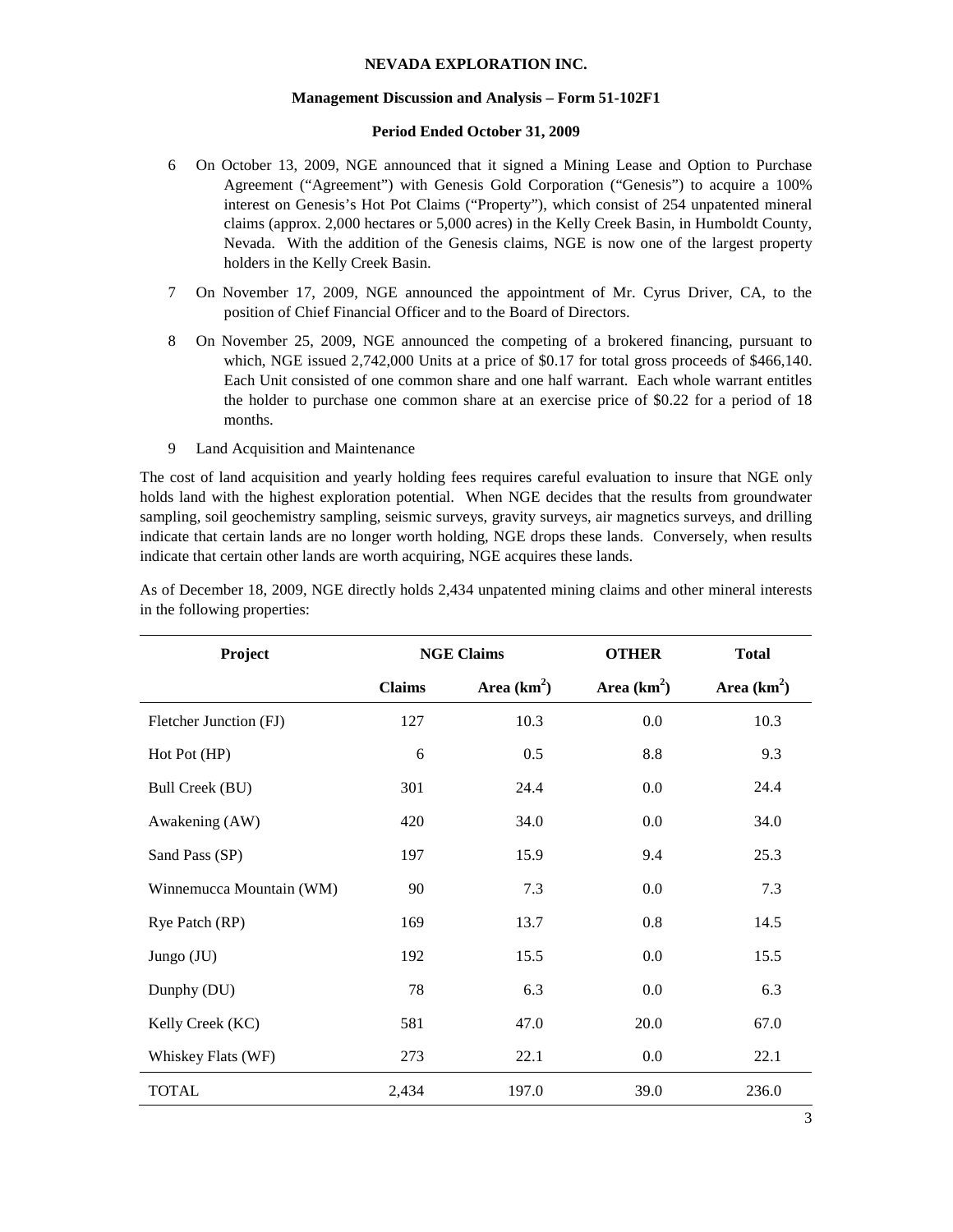6 On October 13, 2009, NGE announced that it signed a Mining Lease and Option to Purchase Agreement ("Agreement") with Genesis Gold Corporation ("Genesis") to acquire a 100% interest on Genesis's Hot Pot Claims ("Property"), which consist of 254 unpatented mineral claims (approx. 2,000 hectares or 5,000 acres) in the Kelly Creek Basin, in Humboldt County, Nevada. With the addition of the Genesis claims, NGE is now one of the largest property holders in the Kelly Creek Basin.

7 On November 17, 2009, NGE announced the appointment of Mr. Cyrus Driver, CA, to the position of Chief Financial Officer and to the Board of Directors.

8 On November 25, 2009, NGE announced the competing of a brokered financing, pursuant to which, NGE issued 2,742,000 Units at a price of $0.17 for total gross proceeds of $466,140. Each Unit consisted of one common share and one half warrant. Each whole warrant entitles the holder to purchase one common share at an exercise price of $0.22 for a period of 18 months.

9 Land Acquisition and Maintenance

The cost of land acquisition and yearly holding fees requires careful evaluation to insure that NGE only holds land with the highest exploration potential. When NGE decides that the results from groundwater sampling, soil geochemistry sampling, seismic surveys, gravity surveys, air magnetics surveys, and drilling indicate that certain lands are no longer worth holding, NGE drops these lands. Conversely, when results indicate that certain other lands are worth acquiring, NGE acquires these lands.

As of December 18, 2009, NGE directly holds 2,434 unpatented mining claims and other mineral interests in the following properties:

| Project | NGE Claims | | OTHER | Total |
|---|---|---|---|---|
| | Claims | Area (km$^2$) | Area (km$^2$) | Area (km$^2$) |
| Fletcher Junction (FJ) | 127 | 10.3 | 0.0 | 10.3 |
| Hot Pot (HP) | 6 | 0.5 | 8.8 | 9.3 |
| Bull Creek (BU) | 301 | 24.4 | 0.0 | 24.4 |
| Awakening (AW) | 420 | 34.0 | 0.0 | 34.0 |
| Sand Pass (SP) | 197 | 15.9 | 9.4 | 25.3 |
| Winnemucca Mountain (WM) | 90 | 7.3 | 0.0 | 7.3 |
| Rye Patch (RP) | 169 | 13.7 | 0.8 | 14.5 |
| Jungo (JU) | 192 | 15.5 | 0.0 | 15.5 |
| Dunphy (DU) | 78 | 6.3 | 0.0 | 6.3 |
| Kelly Creek (KC) | 581 | 47.0 | 20.0 | 67.0 |
| Whiskey Flats (WF) | 273 | 22.1 | 0.0 | 22.1 |
| TOTAL | 2,434 | 197.0 | 39.0 | 236.0 |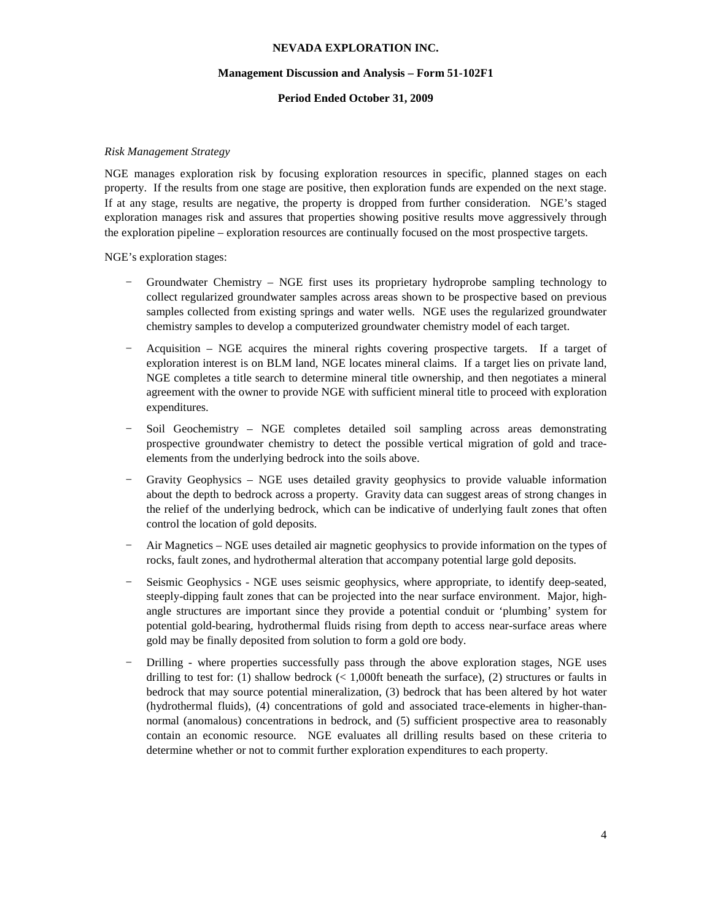*Risk Management Strategy*

NGE manages exploration risk by focusing exploration resources in specific, planned stages on each property. If the results from one stage are positive, then exploration funds are expended on the next stage. If at any stage, results are negative, the property is dropped from further consideration. NGE's staged exploration manages risk and assures that properties showing positive results move aggressively through the exploration pipeline – exploration resources are continually focused on the most prospective targets.

NGE's exploration stages:

- Groundwater Chemistry – NGE first uses its proprietary hydroprobe sampling technology to collect regularized groundwater samples across areas shown to be prospective based on previous samples collected from existing springs and water wells. NGE uses the regularized groundwater chemistry samples to develop a computerized groundwater chemistry model of each target.
- Acquisition – NGE acquires the mineral rights covering prospective targets. If a target of exploration interest is on BLM land, NGE locates mineral claims. If a target lies on private land, NGE completes a title search to determine mineral title ownership, and then negotiates a mineral agreement with the owner to provide NGE with sufficient mineral title to proceed with exploration expenditures.
- Soil Geochemistry – NGE completes detailed soil sampling across areas demonstrating prospective groundwater chemistry to detect the possible vertical migration of gold and trace-elements from the underlying bedrock into the soils above.
- Gravity Geophysics – NGE uses detailed gravity geophysics to provide valuable information about the depth to bedrock across a property. Gravity data can suggest areas of strong changes in the relief of the underlying bedrock, which can be indicative of underlying fault zones that often control the location of gold deposits.
- Air Magnetics – NGE uses detailed air magnetic geophysics to provide information on the types of rocks, fault zones, and hydrothermal alteration that accompany potential large gold deposits.
- Seismic Geophysics - NGE uses seismic geophysics, where appropriate, to identify deep-seated, steeply-dipping fault zones that can be projected into the near surface environment. Major, high-angle structures are important since they provide a potential conduit or 'plumbing' system for potential gold-bearing, hydrothermal fluids rising from depth to access near-surface areas where gold may be finally deposited from solution to form a gold ore body.
- Drilling - where properties successfully pass through the above exploration stages, NGE uses drilling to test for: (1) shallow bedrock (< 1,000ft beneath the surface), (2) structures or faults in bedrock that may source potential mineralization, (3) bedrock that has been altered by hot water (hydrothermal fluids), (4) concentrations of gold and associated trace-elements in higher-than-normal (anomalous) concentrations in bedrock, and (5) sufficient prospective area to reasonably contain an economic resource. NGE evaluates all drilling results based on these criteria to determine whether or not to commit further exploration expenditures to each property.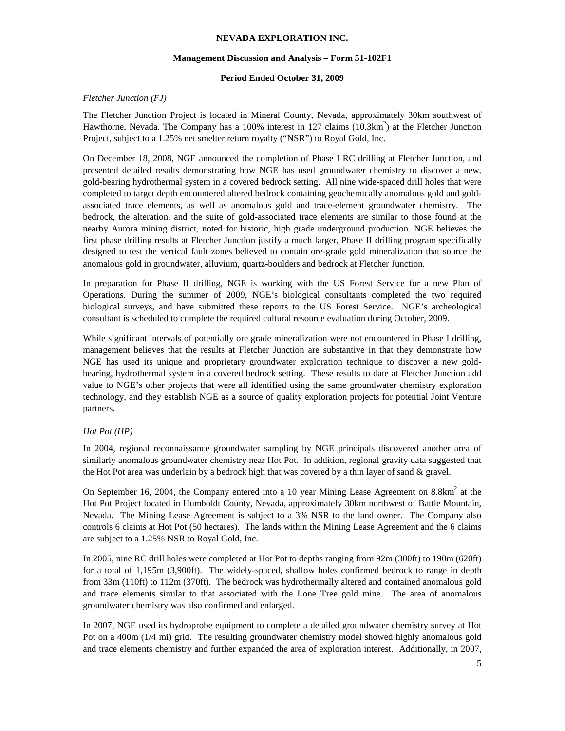*Fletcher Junction (FJ)*

The Fletcher Junction Project is located in Mineral County, Nevada, approximately 30km southwest of Hawthorne, Nevada. The Company has a 100% interest in 127 claims (10.3km$^2$) at the Fletcher Junction Project, subject to a 1.25% net smelter return royalty ("NSR") to Royal Gold, Inc.

On December 18, 2008, NGE announced the completion of Phase I RC drilling at Fletcher Junction, and presented detailed results demonstrating how NGE has used groundwater chemistry to discover a new, gold-bearing hydrothermal system in a covered bedrock setting. All nine wide-spaced drill holes that were completed to target depth encountered altered bedrock containing geochemically anomalous gold and gold-associated trace elements, as well as anomalous gold and trace-element groundwater chemistry. The bedrock, the alteration, and the suite of gold-associated trace elements are similar to those found at the nearby Aurora mining district, noted for historic, high grade underground production. NGE believes the first phase drilling results at Fletcher Junction justify a much larger, Phase II drilling program specifically designed to test the vertical fault zones believed to contain ore-grade gold mineralization that source the anomalous gold in groundwater, alluvium, quartz-boulders and bedrock at Fletcher Junction.

In preparation for Phase II drilling, NGE is working with the US Forest Service for a new Plan of Operations. During the summer of 2009, NGE's biological consultants completed the two required biological surveys, and have submitted these reports to the US Forest Service. NGE's archeological consultant is scheduled to complete the required cultural resource evaluation during October, 2009.

While significant intervals of potentially ore grade mineralization were not encountered in Phase I drilling, management believes that the results at Fletcher Junction are substantive in that they demonstrate how NGE has used its unique and proprietary groundwater exploration technique to discover a new gold-bearing, hydrothermal system in a covered bedrock setting. These results to date at Fletcher Junction add value to NGE's other projects that were all identified using the same groundwater chemistry exploration technology, and they establish NGE as a source of quality exploration projects for potential Joint Venture partners.

*Hot Pot (HP)*

In 2004, regional reconnaissance groundwater sampling by NGE principals discovered another area of similarly anomalous groundwater chemistry near Hot Pot. In addition, regional gravity data suggested that the Hot Pot area was underlain by a bedrock high that was covered by a thin layer of sand & gravel.

On September 16, 2004, the Company entered into a 10 year Mining Lease Agreement on 8.8km$^2$ at the Hot Pot Project located in Humboldt County, Nevada, approximately 30km northwest of Battle Mountain, Nevada. The Mining Lease Agreement is subject to a 3% NSR to the land owner. The Company also controls 6 claims at Hot Pot (50 hectares). The lands within the Mining Lease Agreement and the 6 claims are subject to a 1.25% NSR to Royal Gold, Inc.

In 2005, nine RC drill holes were completed at Hot Pot to depths ranging from 92m (300ft) to 190m (620ft) for a total of 1,195m (3,900ft). The widely-spaced, shallow holes confirmed bedrock to range in depth from 33m (110ft) to 112m (370ft). The bedrock was hydrothermally altered and contained anomalous gold and trace elements similar to that associated with the Lone Tree gold mine. The area of anomalous groundwater chemistry was also confirmed and enlarged.

In 2007, NGE used its hydroprobe equipment to complete a detailed groundwater chemistry survey at Hot Pot on a 400m (1/4 mi) grid. The resulting groundwater chemistry model showed highly anomalous gold and trace elements chemistry and further expanded the area of exploration interest. Additionally, in 2007,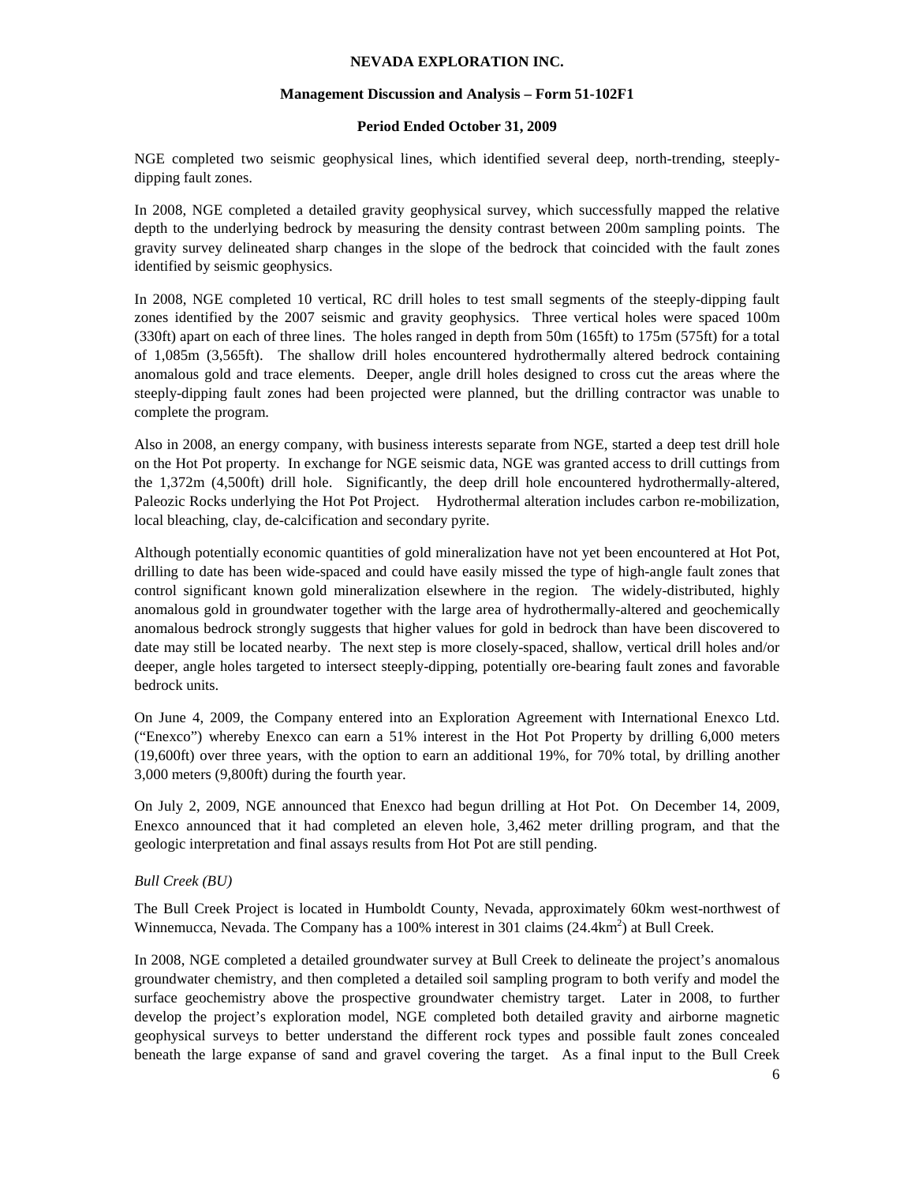NGE completed two seismic geophysical lines, which identified several deep, north-trending, steeply-dipping fault zones.

In 2008, NGE completed a detailed gravity geophysical survey, which successfully mapped the relative depth to the underlying bedrock by measuring the density contrast between 200m sampling points. The gravity survey delineated sharp changes in the slope of the bedrock that coincided with the fault zones identified by seismic geophysics.

In 2008, NGE completed 10 vertical, RC drill holes to test small segments of the steeply-dipping fault zones identified by the 2007 seismic and gravity geophysics. Three vertical holes were spaced 100m (330ft) apart on each of three lines. The holes ranged in depth from 50m (165ft) to 175m (575ft) for a total of 1,085m (3,565ft). The shallow drill holes encountered hydrothermally altered bedrock containing anomalous gold and trace elements. Deeper, angle drill holes designed to cross cut the areas where the steeply-dipping fault zones had been projected were planned, but the drilling contractor was unable to complete the program.

Also in 2008, an energy company, with business interests separate from NGE, started a deep test drill hole on the Hot Pot property. In exchange for NGE seismic data, NGE was granted access to drill cuttings from the 1,372m (4,500ft) drill hole. Significantly, the deep drill hole encountered hydrothermally-altered, Paleozic Rocks underlying the Hot Pot Project. Hydrothermal alteration includes carbon re-mobilization, local bleaching, clay, de-calcification and secondary pyrite.

Although potentially economic quantities of gold mineralization have not yet been encountered at Hot Pot, drilling to date has been wide-spaced and could have easily missed the type of high-angle fault zones that control significant known gold mineralization elsewhere in the region. The widely-distributed, highly anomalous gold in groundwater together with the large area of hydrothermally-altered and geochemically anomalous bedrock strongly suggests that higher values for gold in bedrock than have been discovered to date may still be located nearby. The next step is more closely-spaced, shallow, vertical drill holes and/or deeper, angle holes targeted to intersect steeply-dipping, potentially ore-bearing fault zones and favorable bedrock units.

On June 4, 2009, the Company entered into an Exploration Agreement with International Enexco Ltd. ("Enexco") whereby Enexco can earn a 51% interest in the Hot Pot Property by drilling 6,000 meters (19,600ft) over three years, with the option to earn an additional 19%, for 70% total, by drilling another 3,000 meters (9,800ft) during the fourth year.

On July 2, 2009, NGE announced that Enexco had begun drilling at Hot Pot. On December 14, 2009, Enexco announced that it had completed an eleven hole, 3,462 meter drilling program, and that the geologic interpretation and final assays results from Hot Pot are still pending.

*Bull Creek (BU)*

The Bull Creek Project is located in Humboldt County, Nevada, approximately 60km west-northwest of Winnemucca, Nevada. The Company has a 100% interest in 301 claims (24.4km$^2$) at Bull Creek.

In 2008, NGE completed a detailed groundwater survey at Bull Creek to delineate the project's anomalous groundwater chemistry, and then completed a detailed soil sampling program to both verify and model the surface geochemistry above the prospective groundwater chemistry target. Later in 2008, to further develop the project's exploration model, NGE completed both detailed gravity and airborne magnetic geophysical surveys to better understand the different rock types and possible fault zones concealed beneath the large expanse of sand and gravel covering the target. As a final input to the Bull Creek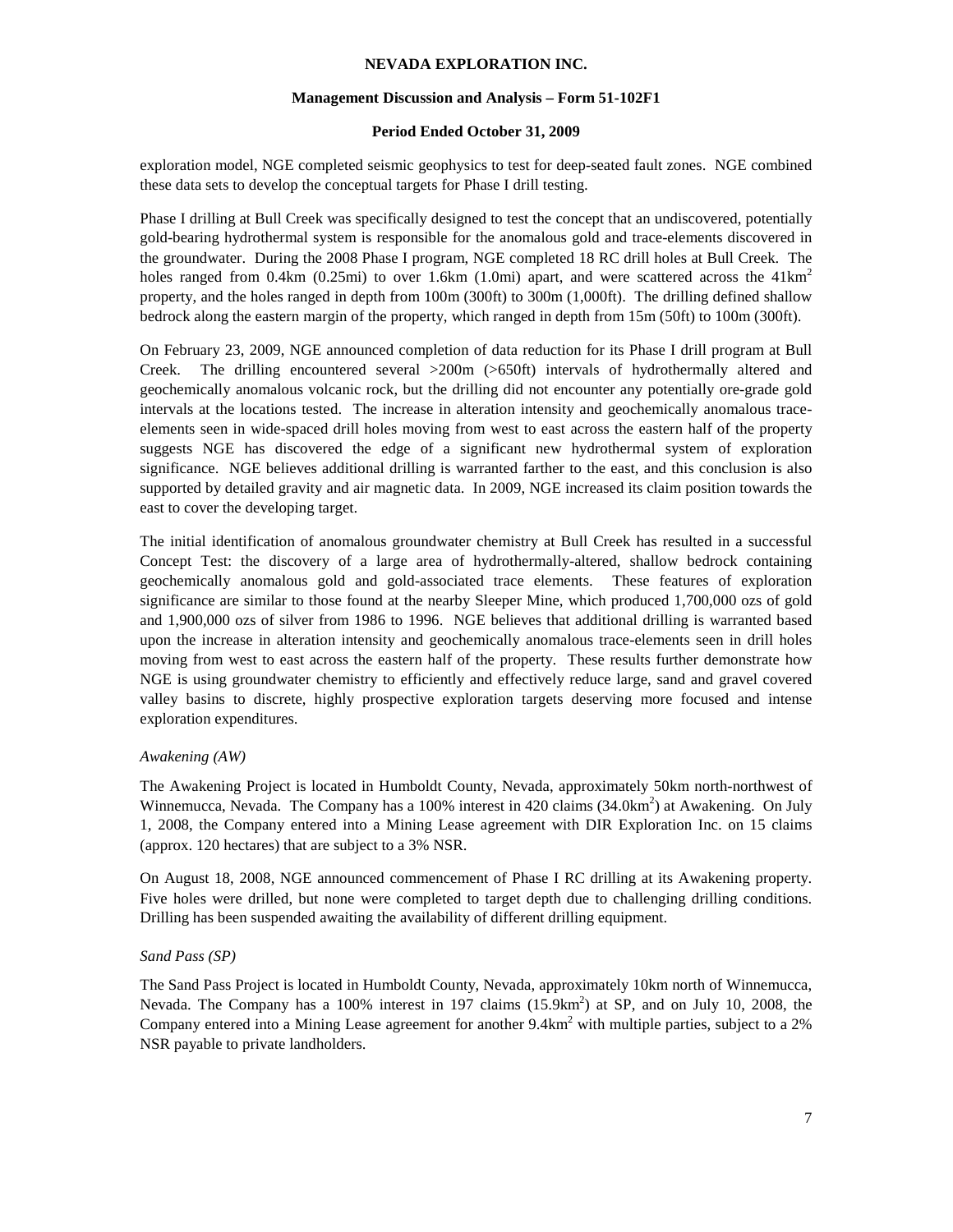exploration model, NGE completed seismic geophysics to test for deep-seated fault zones. NGE combined these data sets to develop the conceptual targets for Phase I drill testing.

Phase I drilling at Bull Creek was specifically designed to test the concept that an undiscovered, potentially gold-bearing hydrothermal system is responsible for the anomalous gold and trace-elements discovered in the groundwater. During the 2008 Phase I program, NGE completed 18 RC drill holes at Bull Creek. The holes ranged from 0.4km (0.25mi) to over 1.6km (1.0mi) apart, and were scattered across the $41km^2$ property, and the holes ranged in depth from 100m (300ft) to 300m (1,000ft). The drilling defined shallow bedrock along the eastern margin of the property, which ranged in depth from 15m (50ft) to 100m (300ft).

On February 23, 2009, NGE announced completion of data reduction for its Phase I drill program at Bull Creek. The drilling encountered several >200m (>650ft) intervals of hydrothermally altered and geochemically anomalous volcanic rock, but the drilling did not encounter any potentially ore-grade gold intervals at the locations tested. The increase in alteration intensity and geochemically anomalous trace-elements seen in wide-spaced drill holes moving from west to east across the eastern half of the property suggests NGE has discovered the edge of a significant new hydrothermal system of exploration significance. NGE believes additional drilling is warranted farther to the east, and this conclusion is also supported by detailed gravity and air magnetic data. In 2009, NGE increased its claim position towards the east to cover the developing target.

The initial identification of anomalous groundwater chemistry at Bull Creek has resulted in a successful Concept Test: the discovery of a large area of hydrothermally-altered, shallow bedrock containing geochemically anomalous gold and gold-associated trace elements. These features of exploration significance are similar to those found at the nearby Sleeper Mine, which produced 1,700,000 ozs of gold and 1,900,000 ozs of silver from 1986 to 1996. NGE believes that additional drilling is warranted based upon the increase in alteration intensity and geochemically anomalous trace-elements seen in drill holes moving from west to east across the eastern half of the property. These results further demonstrate how NGE is using groundwater chemistry to efficiently and effectively reduce large, sand and gravel covered valley basins to discrete, highly prospective exploration targets deserving more focused and intense exploration expenditures.

*Awakening (AW)*

The Awakening Project is located in Humboldt County, Nevada, approximately 50km north-northwest of Winnemucca, Nevada. The Company has a 100% interest in 420 claims ($34.0km^2$) at Awakening. On July 1, 2008, the Company entered into a Mining Lease agreement with DIR Exploration Inc. on 15 claims (approx. 120 hectares) that are subject to a 3% NSR.

On August 18, 2008, NGE announced commencement of Phase I RC drilling at its Awakening property. Five holes were drilled, but none were completed to target depth due to challenging drilling conditions. Drilling has been suspended awaiting the availability of different drilling equipment.

*Sand Pass (SP)*

The Sand Pass Project is located in Humboldt County, Nevada, approximately 10km north of Winnemucca, Nevada. The Company has a 100% interest in 197 claims ($15.9km^2$) at SP, and on July 10, 2008, the Company entered into a Mining Lease agreement for another $9.4km^2$ with multiple parties, subject to a 2% NSR payable to private landholders.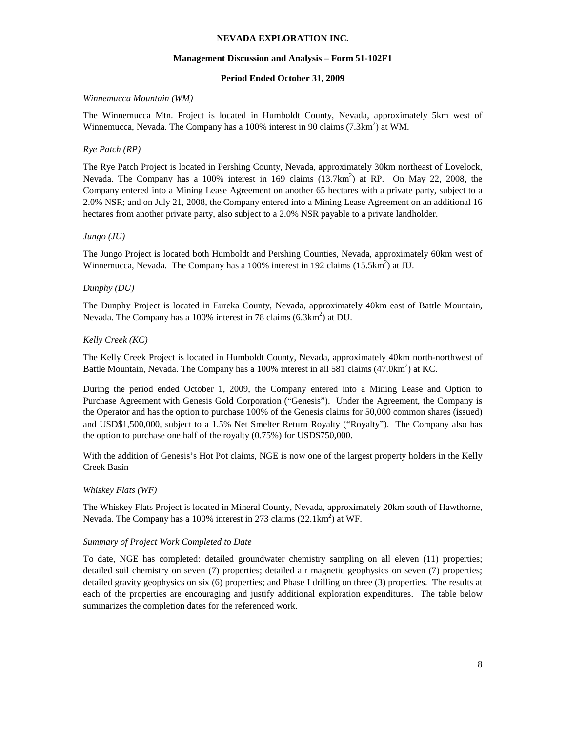*Winnemucca Mountain (WM)*

The Winnemucca Mtn. Project is located in Humboldt County, Nevada, approximately 5km west of Winnemucca, Nevada. The Company has a 100% interest in 90 claims ($7.3km^2$) at WM.

*Rye Patch (RP)*

The Rye Patch Project is located in Pershing County, Nevada, approximately 30km northeast of Lovelock, Nevada. The Company has a 100% interest in 169 claims ($13.7km^2$) at RP. On May 22, 2008, the Company entered into a Mining Lease Agreement on another 65 hectares with a private party, subject to a 2.0% NSR; and on July 21, 2008, the Company entered into a Mining Lease Agreement on an additional 16 hectares from another private party, also subject to a 2.0% NSR payable to a private landholder.

*Jungo (JU)*

The Jungo Project is located both Humboldt and Pershing Counties, Nevada, approximately 60km west of Winnemucca, Nevada. The Company has a 100% interest in 192 claims ($15.5km^2$) at JU.

*Dunphy (DU)*

The Dunphy Project is located in Eureka County, Nevada, approximately 40km east of Battle Mountain, Nevada. The Company has a 100% interest in 78 claims ($6.3km^2$) at DU.

*Kelly Creek (KC)*

The Kelly Creek Project is located in Humboldt County, Nevada, approximately 40km north-northwest of Battle Mountain, Nevada. The Company has a 100% interest in all 581 claims ($47.0km^2$) at KC.

During the period ended October 1, 2009, the Company entered into a Mining Lease and Option to Purchase Agreement with Genesis Gold Corporation ("Genesis"). Under the Agreement, the Company is the Operator and has the option to purchase 100% of the Genesis claims for 50,000 common shares (issued) and USD$1,500,000, subject to a 1.5% Net Smelter Return Royalty ("Royalty"). The Company also has the option to purchase one half of the royalty (0.75%) for USD$750,000.

With the addition of Genesis's Hot Pot claims, NGE is now one of the largest property holders in the Kelly Creek Basin

*Whiskey Flats (WF)*

The Whiskey Flats Project is located in Mineral County, Nevada, approximately 20km south of Hawthorne, Nevada. The Company has a 100% interest in 273 claims ($22.1km^2$) at WF.

*Summary of Project Work Completed to Date*

To date, NGE has completed: detailed groundwater chemistry sampling on all eleven (11) properties; detailed soil chemistry on seven (7) properties; detailed air magnetic geophysics on seven (7) properties; detailed gravity geophysics on six (6) properties; and Phase I drilling on three (3) properties. The results at each of the properties are encouraging and justify additional exploration expenditures. The table below summarizes the completion dates for the referenced work.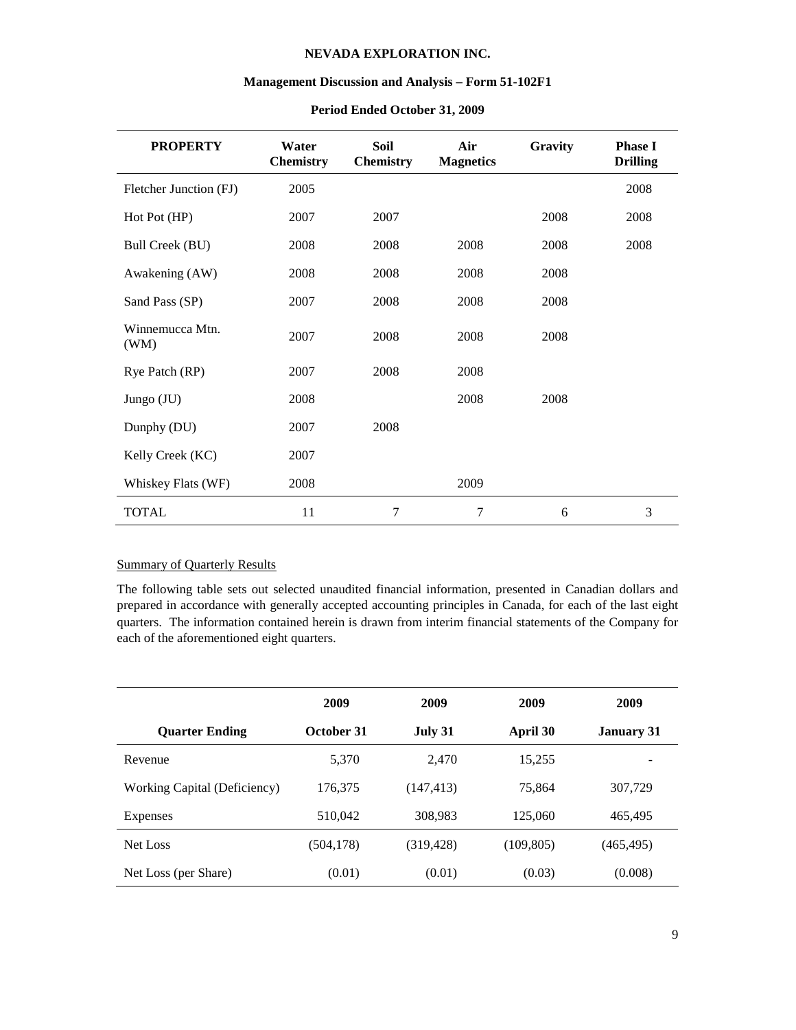| PROPERTY | Water Chemistry | Soil Chemistry | Air Magnetics | Gravity | Phase I Drilling |
|---|---|---|---|---|---|
| Fletcher Junction (FJ) | 2005 | | | | 2008 |
| Hot Pot (HP) | 2007 | 2007 | | 2008 | 2008 |
| Bull Creek (BU) | 2008 | 2008 | 2008 | 2008 | 2008 |
| Awakening (AW) | 2008 | 2008 | 2008 | 2008 | |
| Sand Pass (SP) | 2007 | 2008 | 2008 | 2008 | |
| Winnemucca Mtn. (WM) | 2007 | 2008 | 2008 | 2008 | |
| Rye Patch (RP) | 2007 | 2008 | 2008 | | |
| Jungo (JU) | 2008 | | 2008 | 2008 | |
| Dunphy (DU) | 2007 | 2008 | | | |
| Kelly Creek (KC) | 2007 | | | | |
| Whiskey Flats (WF) | 2008 | | 2009 | | |
| TOTAL | 11 | 7 | 7 | 6 | 3 |

Summary of Quarterly Results

The following table sets out selected unaudited financial information, presented in Canadian dollars and prepared in accordance with generally accepted accounting principles in Canada, for each of the last eight quarters. The information contained herein is drawn from interim financial statements of the Company for each of the aforementioned eight quarters.

| | 2009 | 2009 | 2009 | 2009 |
|---|---|---|---|---|
| **Quarter Ending** | **October 31** | **July 31** | **April 30** | **January 31** |
| Revenue | 5,370 | 2,470 | 15,255 | - |
| Working Capital (Deficiency) | 176,375 | (147,413) | 75,864 | 307,729 |
| Expenses | 510,042 | 308,983 | 125,060 | 465,495 |
| Net Loss | (504,178) | (319,428) | (109,805) | (465,495) |
| Net Loss (per Share) | (0.01) | (0.01) | (0.03) | (0.008) |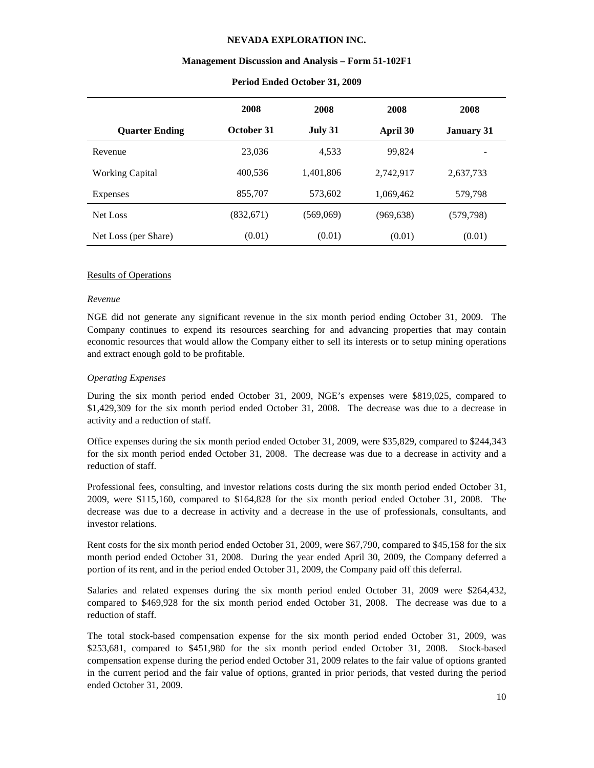**NEVADA EXPLORATION INC.**

**Management Discussion and Analysis – Form 51-102F1**

**Period Ended October 31, 2009**

| | 2008 | 2008 | 2008 | 2008 |
|---|---|---|---|---|
| **Quarter Ending** | **October 31** | **July 31** | **April 30** | **January 31** |
| Revenue | 23,036 | 4,533 | 99,824 | - |
| Working Capital | 400,536 | 1,401,806 | 2,742,917 | 2,637,733 |
| Expenses | 855,707 | 573,602 | 1,069,462 | 579,798 |
| Net Loss | (832,671) | (569,069) | (969,638) | (579,798) |
| Net Loss (per Share) | (0.01) | (0.01) | (0.01) | (0.01) |

Results of Operations

*Revenue*

NGE did not generate any significant revenue in the six month period ending October 31, 2009. The Company continues to expend its resources searching for and advancing properties that may contain economic resources that would allow the Company either to sell its interests or to setup mining operations and extract enough gold to be profitable.

*Operating Expenses*

During the six month period ended October 31, 2009, NGE's expenses were $819,025, compared to $1,429,309 for the six month period ended October 31, 2008. The decrease was due to a decrease in activity and a reduction of staff.

Office expenses during the six month period ended October 31, 2009, were $35,829, compared to $244,343 for the six month period ended October 31, 2008. The decrease was due to a decrease in activity and a reduction of staff.

Professional fees, consulting, and investor relations costs during the six month period ended October 31, 2009, were $115,160, compared to $164,828 for the six month period ended October 31, 2008. The decrease was due to a decrease in activity and a decrease in the use of professionals, consultants, and investor relations.

Rent costs for the six month period ended October 31, 2009, were $67,790, compared to $45,158 for the six month period ended October 31, 2008. During the year ended April 30, 2009, the Company deferred a portion of its rent, and in the period ended October 31, 2009, the Company paid off this deferral.

Salaries and related expenses during the six month period ended October 31, 2009 were $264,432, compared to $469,928 for the six month period ended October 31, 2008. The decrease was due to a reduction of staff.

The total stock-based compensation expense for the six month period ended October 31, 2009, was $253,681, compared to $451,980 for the six month period ended October 31, 2008. Stock-based compensation expense during the period ended October 31, 2009 relates to the fair value of options granted in the current period and the fair value of options, granted in prior periods, that vested during the period ended October 31, 2009.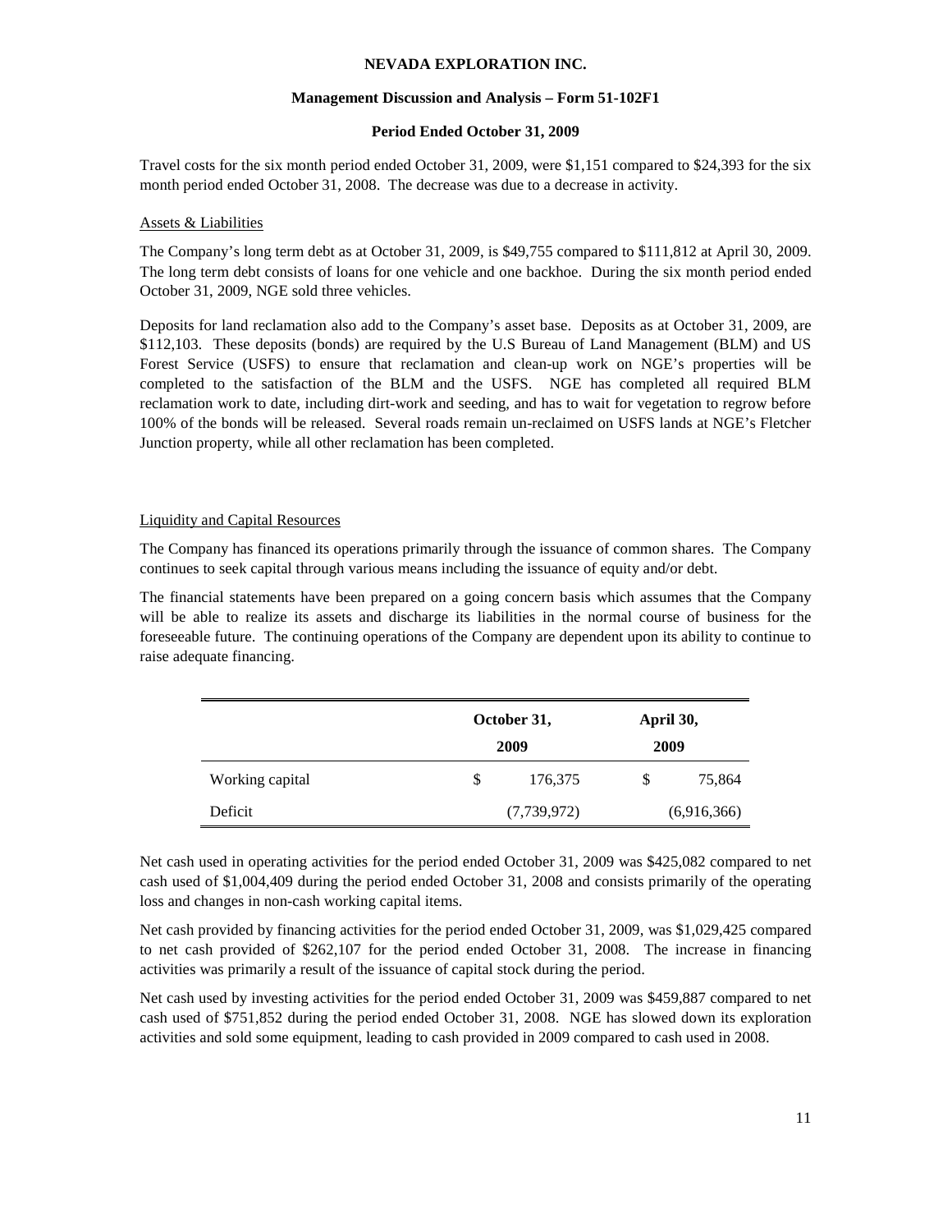Travel costs for the six month period ended October 31, 2009, were $1,151 compared to $24,393 for the six month period ended October 31, 2008. The decrease was due to a decrease in activity.

### Assets & Liabilities

The Company's long term debt as at October 31, 2009, is $49,755 compared to $111,812 at April 30, 2009. The long term debt consists of loans for one vehicle and one backhoe. During the six month period ended October 31, 2009, NGE sold three vehicles.

Deposits for land reclamation also add to the Company's asset base. Deposits as at October 31, 2009, are $112,103. These deposits (bonds) are required by the U.S Bureau of Land Management (BLM) and US Forest Service (USFS) to ensure that reclamation and clean-up work on NGE's properties will be completed to the satisfaction of the BLM and the USFS. NGE has completed all required BLM reclamation work to date, including dirt-work and seeding, and has to wait for vegetation to regrow before 100% of the bonds will be released. Several roads remain un-reclaimed on USFS lands at NGE's Fletcher Junction property, while all other reclamation has been completed.

### Liquidity and Capital Resources

The Company has financed its operations primarily through the issuance of common shares. The Company continues to seek capital through various means including the issuance of equity and/or debt.

The financial statements have been prepared on a going concern basis which assumes that the Company will be able to realize its assets and discharge its liabilities in the normal course of business for the foreseeable future. The continuing operations of the Company are dependent upon its ability to continue to raise adequate financing.

| | October 31, 2009 | April 30, 2009 |
|---|---|---|
| Working capital | $ 176,375 | $ 75,864 |
| Deficit | (7,739,972) | (6,916,366) |

Net cash used in operating activities for the period ended October 31, 2009 was $425,082 compared to net cash used of $1,004,409 during the period ended October 31, 2008 and consists primarily of the operating loss and changes in non-cash working capital items.

Net cash provided by financing activities for the period ended October 31, 2009, was $1,029,425 compared to net cash provided of $262,107 for the period ended October 31, 2008. The increase in financing activities was primarily a result of the issuance of capital stock during the period.

Net cash used by investing activities for the period ended October 31, 2009 was $459,887 compared to net cash used of $751,852 during the period ended October 31, 2008. NGE has slowed down its exploration activities and sold some equipment, leading to cash provided in 2009 compared to cash used in 2008.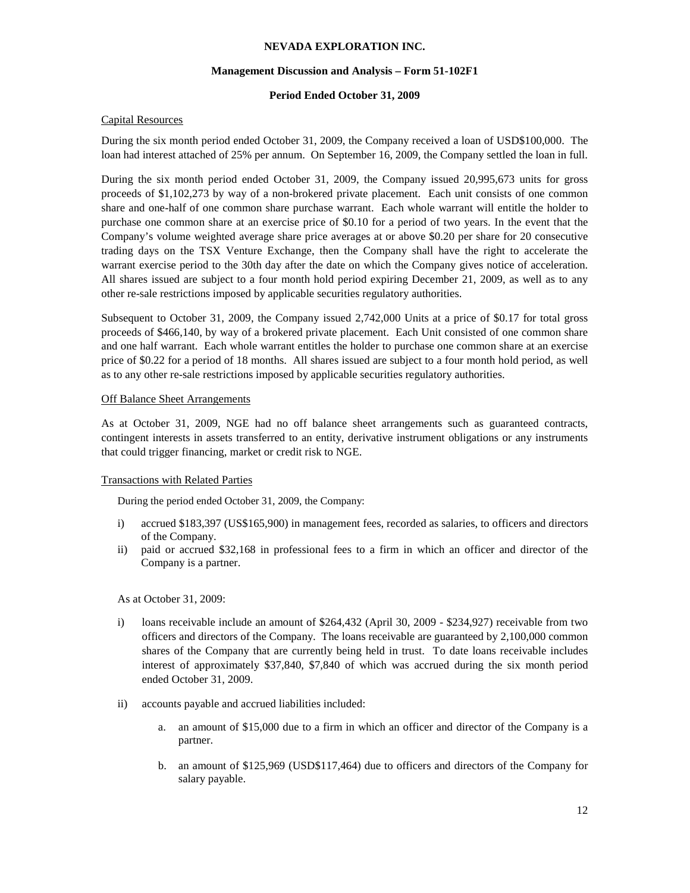## Capital Resources

During the six month period ended October 31, 2009, the Company received a loan of USD$100,000. The loan had interest attached of 25% per annum. On September 16, 2009, the Company settled the loan in full.

During the six month period ended October 31, 2009, the Company issued 20,995,673 units for gross proceeds of $1,102,273 by way of a non-brokered private placement. Each unit consists of one common share and one-half of one common share purchase warrant. Each whole warrant will entitle the holder to purchase one common share at an exercise price of $0.10 for a period of two years. In the event that the Company's volume weighted average share price averages at or above $0.20 per share for 20 consecutive trading days on the TSX Venture Exchange, then the Company shall have the right to accelerate the warrant exercise period to the 30th day after the date on which the Company gives notice of acceleration. All shares issued are subject to a four month hold period expiring December 21, 2009, as well as to any other re-sale restrictions imposed by applicable securities regulatory authorities.

Subsequent to October 31, 2009, the Company issued 2,742,000 Units at a price of $0.17 for total gross proceeds of $466,140, by way of a brokered private placement. Each Unit consisted of one common share and one half warrant. Each whole warrant entitles the holder to purchase one common share at an exercise price of $0.22 for a period of 18 months. All shares issued are subject to a four month hold period, as well as to any other re-sale restrictions imposed by applicable securities regulatory authorities.

## Off Balance Sheet Arrangements

As at October 31, 2009, NGE had no off balance sheet arrangements such as guaranteed contracts, contingent interests in assets transferred to an entity, derivative instrument obligations or any instruments that could trigger financing, market or credit risk to NGE.

## Transactions with Related Parties

During the period ended October 31, 2009, the Company:

i) accrued $183,397 (US$165,900) in management fees, recorded as salaries, to officers and directors of the Company.
ii) paid or accrued $32,168 in professional fees to a firm in which an officer and director of the Company is a partner.

As at October 31, 2009:

i) loans receivable include an amount of $264,432 (April 30, 2009 - $234,927) receivable from two officers and directors of the Company. The loans receivable are guaranteed by 2,100,000 common shares of the Company that are currently being held in trust. To date loans receivable includes interest of approximately $37,840, $7,840 of which was accrued during the six month period ended October 31, 2009.

ii) accounts payable and accrued liabilities included:

   a. an amount of $15,000 due to a firm in which an officer and director of the Company is a partner.

   b. an amount of $125,969 (USD$117,464) due to officers and directors of the Company for salary payable.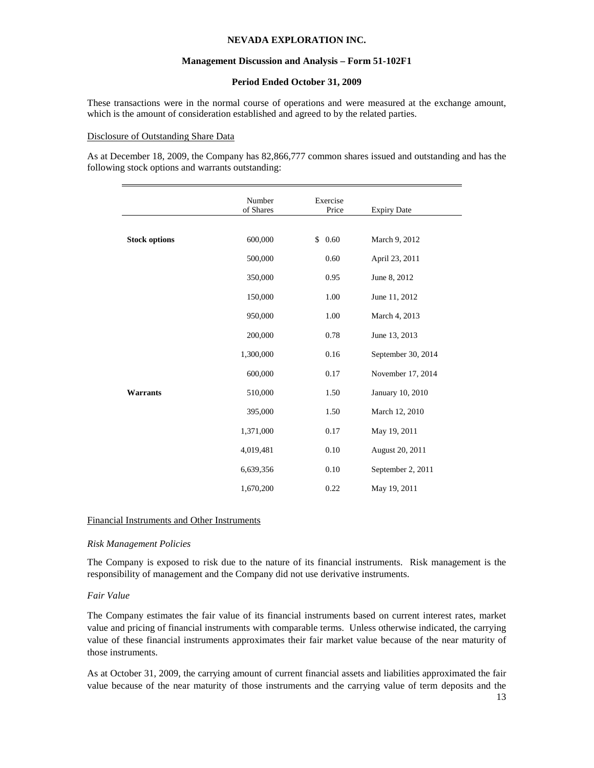These transactions were in the normal course of operations and were measured at the exchange amount, which is the amount of consideration established and agreed to by the related parties.

Disclosure of Outstanding Share Data

As at December 18, 2009, the Company has 82,866,777 common shares issued and outstanding and has the following stock options and warrants outstanding:

| | Number of Shares | Exercise Price | Expiry Date |
|---|---|---|---|
| **Stock options** | 600,000 | $ 0.60 | March 9, 2012 |
| | 500,000 | 0.60 | April 23, 2011 |
| | 350,000 | 0.95 | June 8, 2012 |
| | 150,000 | 1.00 | June 11, 2012 |
| | 950,000 | 1.00 | March 4, 2013 |
| | 200,000 | 0.78 | June 13, 2013 |
| | 1,300,000 | 0.16 | September 30, 2014 |
| | 600,000 | 0.17 | November 17, 2014 |
| **Warrants** | 510,000 | 1.50 | January 10, 2010 |
| | 395,000 | 1.50 | March 12, 2010 |
| | 1,371,000 | 0.17 | May 19, 2011 |
| | 4,019,481 | 0.10 | August 20, 2011 |
| | 6,639,356 | 0.10 | September 2, 2011 |
| | 1,670,200 | 0.22 | May 19, 2011 |

Financial Instruments and Other Instruments

*Risk Management Policies*

The Company is exposed to risk due to the nature of its financial instruments. Risk management is the responsibility of management and the Company did not use derivative instruments.

*Fair Value*

The Company estimates the fair value of its financial instruments based on current interest rates, market value and pricing of financial instruments with comparable terms. Unless otherwise indicated, the carrying value of these financial instruments approximates their fair market value because of the near maturity of those instruments.

As at October 31, 2009, the carrying amount of current financial assets and liabilities approximated the fair value because of the near maturity of those instruments and the carrying value of term deposits and the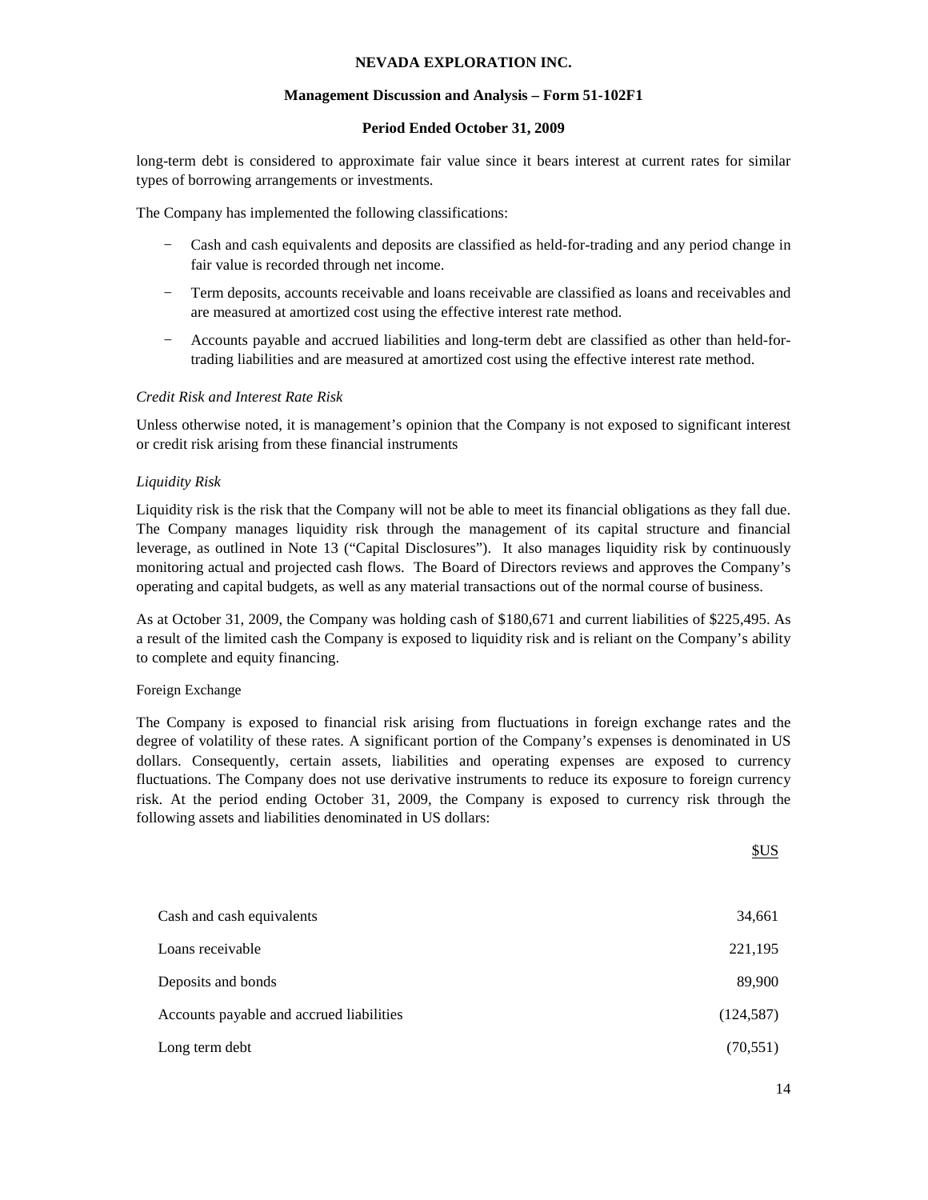long-term debt is considered to approximate fair value since it bears interest at current rates for similar types of borrowing arrangements or investments.

The Company has implemented the following classifications:

- Cash and cash equivalents and deposits are classified as held-for-trading and any period change in fair value is recorded through net income.
- Term deposits, accounts receivable and loans receivable are classified as loans and receivables and are measured at amortized cost using the effective interest rate method.
- Accounts payable and accrued liabilities and long-term debt are classified as other than held-for-trading liabilities and are measured at amortized cost using the effective interest rate method.

*Credit Risk and Interest Rate Risk*

Unless otherwise noted, it is management's opinion that the Company is not exposed to significant interest or credit risk arising from these financial instruments

*Liquidity Risk*

Liquidity risk is the risk that the Company will not be able to meet its financial obligations as they fall due. The Company manages liquidity risk through the management of its capital structure and financial leverage, as outlined in Note 13 ("Capital Disclosures"). It also manages liquidity risk by continuously monitoring actual and projected cash flows. The Board of Directors reviews and approves the Company's operating and capital budgets, as well as any material transactions out of the normal course of business.

As at October 31, 2009, the Company was holding cash of $180,671 and current liabilities of $225,495. As a result of the limited cash the Company is exposed to liquidity risk and is reliant on the Company's ability to complete and equity financing.

Foreign Exchange

The Company is exposed to financial risk arising from fluctuations in foreign exchange rates and the degree of volatility of these rates. A significant portion of the Company's expenses is denominated in US dollars. Consequently, certain assets, liabilities and operating expenses are exposed to currency fluctuations. The Company does not use derivative instruments to reduce its exposure to foreign currency risk. At the period ending October 31, 2009, the Company is exposed to currency risk through the following assets and liabilities denominated in US dollars:

| | $US |
|---|---|
| Cash and cash equivalents | 34,661 |
| Loans receivable | 221,195 |
| Deposits and bonds | 89,900 |
| Accounts payable and accrued liabilities | (124,587) |
| Long term debt | (70,551) |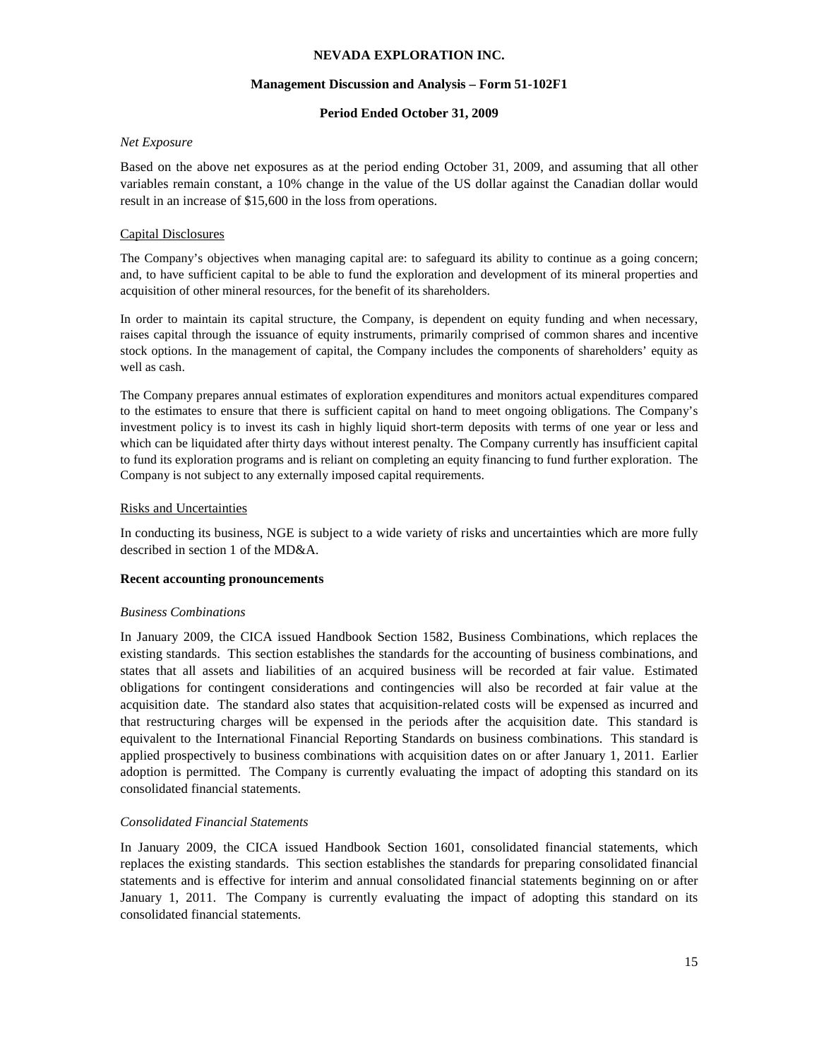*Net Exposure*

Based on the above net exposures as at the period ending October 31, 2009, and assuming that all other variables remain constant, a 10% change in the value of the US dollar against the Canadian dollar would result in an increase of $15,600 in the loss from operations.

Capital Disclosures

The Company's objectives when managing capital are: to safeguard its ability to continue as a going concern; and, to have sufficient capital to be able to fund the exploration and development of its mineral properties and acquisition of other mineral resources, for the benefit of its shareholders.

In order to maintain its capital structure, the Company, is dependent on equity funding and when necessary, raises capital through the issuance of equity instruments, primarily comprised of common shares and incentive stock options. In the management of capital, the Company includes the components of shareholders' equity as well as cash.

The Company prepares annual estimates of exploration expenditures and monitors actual expenditures compared to the estimates to ensure that there is sufficient capital on hand to meet ongoing obligations. The Company's investment policy is to invest its cash in highly liquid short-term deposits with terms of one year or less and which can be liquidated after thirty days without interest penalty. The Company currently has insufficient capital to fund its exploration programs and is reliant on completing an equity financing to fund further exploration. The Company is not subject to any externally imposed capital requirements.

Risks and Uncertainties

In conducting its business, NGE is subject to a wide variety of risks and uncertainties which are more fully described in section 1 of the MD&A.

**Recent accounting pronouncements**

*Business Combinations*

In January 2009, the CICA issued Handbook Section 1582, Business Combinations, which replaces the existing standards. This section establishes the standards for the accounting of business combinations, and states that all assets and liabilities of an acquired business will be recorded at fair value. Estimated obligations for contingent considerations and contingencies will also be recorded at fair value at the acquisition date. The standard also states that acquisition-related costs will be expensed as incurred and that restructuring charges will be expensed in the periods after the acquisition date. This standard is equivalent to the International Financial Reporting Standards on business combinations. This standard is applied prospectively to business combinations with acquisition dates on or after January 1, 2011. Earlier adoption is permitted. The Company is currently evaluating the impact of adopting this standard on its consolidated financial statements.

*Consolidated Financial Statements*

In January 2009, the CICA issued Handbook Section 1601, consolidated financial statements, which replaces the existing standards. This section establishes the standards for preparing consolidated financial statements and is effective for interim and annual consolidated financial statements beginning on or after January 1, 2011. The Company is currently evaluating the impact of adopting this standard on its consolidated financial statements.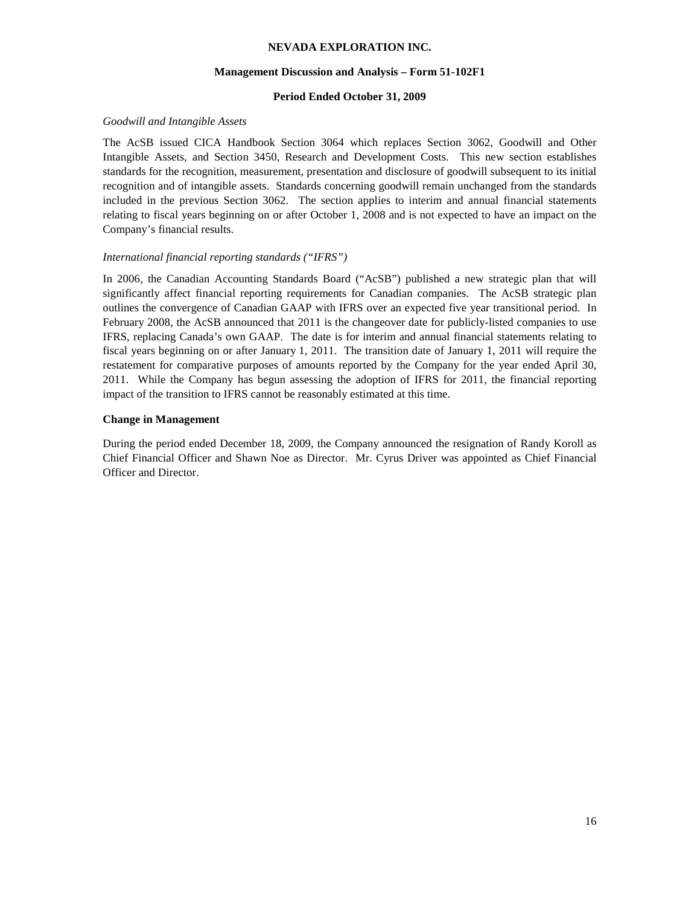*Goodwill and Intangible Assets*

The AcSB issued CICA Handbook Section 3064 which replaces Section 3062, Goodwill and Other Intangible Assets, and Section 3450, Research and Development Costs. This new section establishes standards for the recognition, measurement, presentation and disclosure of goodwill subsequent to its initial recognition and of intangible assets. Standards concerning goodwill remain unchanged from the standards included in the previous Section 3062. The section applies to interim and annual financial statements relating to fiscal years beginning on or after October 1, 2008 and is not expected to have an impact on the Company's financial results.

*International financial reporting standards ("IFRS")*

In 2006, the Canadian Accounting Standards Board ("AcSB") published a new strategic plan that will significantly affect financial reporting requirements for Canadian companies. The AcSB strategic plan outlines the convergence of Canadian GAAP with IFRS over an expected five year transitional period. In February 2008, the AcSB announced that 2011 is the changeover date for publicly-listed companies to use IFRS, replacing Canada's own GAAP. The date is for interim and annual financial statements relating to fiscal years beginning on or after January 1, 2011. The transition date of January 1, 2011 will require the restatement for comparative purposes of amounts reported by the Company for the year ended April 30, 2011. While the Company has begun assessing the adoption of IFRS for 2011, the financial reporting impact of the transition to IFRS cannot be reasonably estimated at this time.

**Change in Management**

During the period ended December 18, 2009, the Company announced the resignation of Randy Koroll as Chief Financial Officer and Shawn Noe as Director. Mr. Cyrus Driver was appointed as Chief Financial Officer and Director.